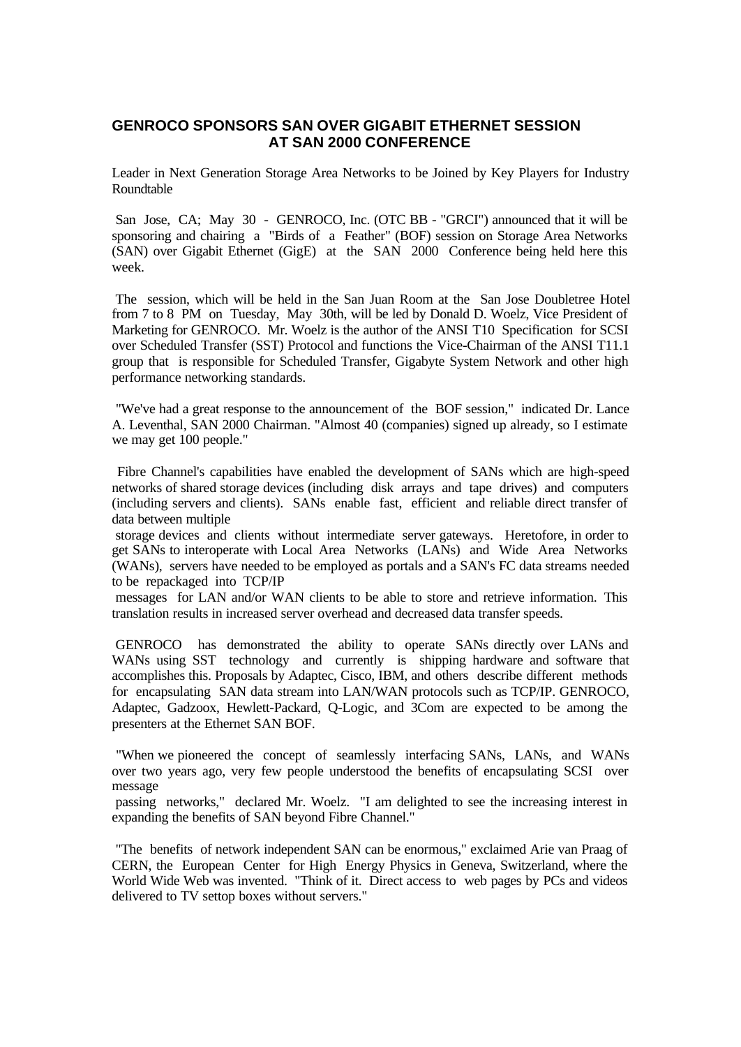# GENROCO SPONSORS SAN OVER GIGABIT ETHERNET SESSION AT SAN 2000 CONFERENCE

Leader in Next Generation Storage Area Networks to be Joined by Key Players for Industry Roundtable

San Jose, CA; May 30 - GENROCO, Inc. (OTC BB - "GRCI") announced that it will be sponsoring and chairing a "Birds of a Feather" (BOF) session on Storage Area Networks (SAN) over Gigabit Ethernet (GigE) at the SAN 2000 Conference being held here this week.

The session, which will be held in the San Juan Room at the San Jose Doubletree Hotel from 7 to 8 PM on Tuesday, May 30th, will be led by Donald D. Woelz, Vice President of Marketing for GENROCO. Mr. Woelz is the author of the ANSI T10 Specification for SCSI over Scheduled Transfer (SST) Protocol and functions the Vice-Chairman of the ANSI T11.1 group that is responsible for Scheduled Transfer, Gigabyte System Network and other high performance networking standards.

"We've had a great response to the announcement of the BOF session," indicated Dr. Lance A. Leventhal, SAN 2000 Chairman. "Almost 40 (companies) signed up already, so I estimate we may get 100 people."

Fibre Channel's capabilities have enabled the development of SANs which are high-speed networks of shared storage devices (including disk arrays and tape drives) and computers (including servers and clients). SANs enable fast, efficient and reliable direct transfer of data between multiple storage devices and clients without intermediate server gateways. Heretofore, in order to get SANs to interoperate with Local Area Networks (LANs) and Wide Area Networks (WANs), servers have needed to be employed as portals and a SAN's FC data streams needed to be repackaged into TCP/IP messages for LAN and/or WAN clients to be able to store and retrieve information. This translation results in increased server overhead and decreased data transfer speeds.

GENROCO has demonstrated the ability to operate SANs directly over LANs and WANs using SST technology and currently is shipping hardware and software that accomplishes this. Proposals by Adaptec, Cisco, IBM, and others describe different methods for encapsulating SAN data stream into LAN/WAN protocols such as TCP/IP. GENROCO, Adaptec, Gadzoox, Hewlett-Packard, Q-Logic, and 3Com are expected to be among the presenters at the Ethernet SAN BOF.

"When we pioneered the concept of seamlessly interfacing SANs, LANs, and WANs over two years ago, very few people understood the benefits of encapsulating SCSI over message passing networks," declared Mr. Woelz. "I am delighted to see the increasing interest in expanding the benefits of SAN beyond Fibre Channel."

"The benefits of network independent SAN can be enormous," exclaimed Arie van Praag of CERN, the European Center for High Energy Physics in Geneva, Switzerland, where the World Wide Web was invented. "Think of it. Direct access to web pages by PCs and videos delivered to TV settop boxes without servers."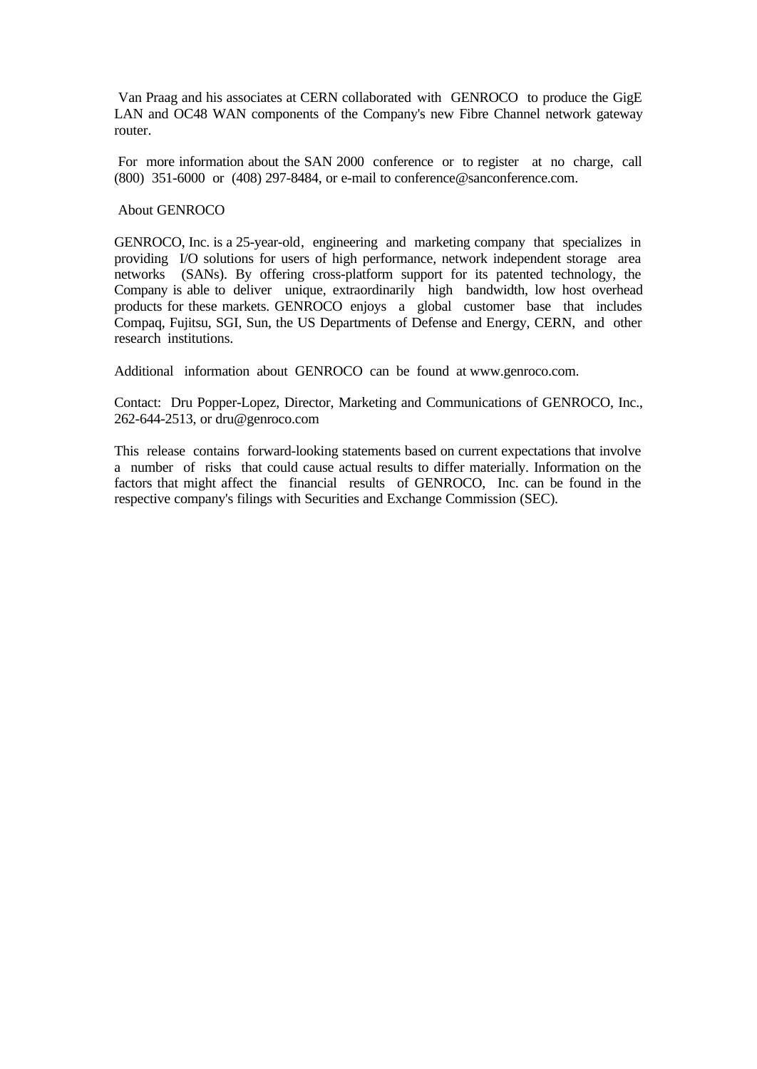Van Praag and his associates at CERN collaborated with GENROCO to produce the GigE LAN and OC48 WAN components of the Company's new Fibre Channel network gateway router.

For more information about the SAN 2000 conference or to register at no charge, call (800) 351-6000 or (408) 297-8484, or e-mail to conference@sanconference.com.

About GENROCO

GENROCO, Inc. is a 25-year-old, engineering and marketing company that specializes in providing I/O solutions for users of high performance, network independent storage area networks (SANs). By offering cross-platform support for its patented technology, the Company is able to deliver unique, extraordinarily high bandwidth, low host overhead products for these markets. GENROCO enjoys a global customer base that includes Compaq, Fujitsu, SGI, Sun, the US Departments of Defense and Energy, CERN, and other research institutions.

Additional information about GENROCO can be found at www.genroco.com.

Contact: Dru Popper-Lopez, Director, Marketing and Communications of GENROCO, Inc., 262-644-2513, or dru@genroco.com

This release contains forward-looking statements based on current expectations that involve a number of risks that could cause actual results to differ materially. Information on the factors that might affect the financial results of GENROCO, Inc. can be found in the respective company's filings with Securities and Exchange Commission (SEC).